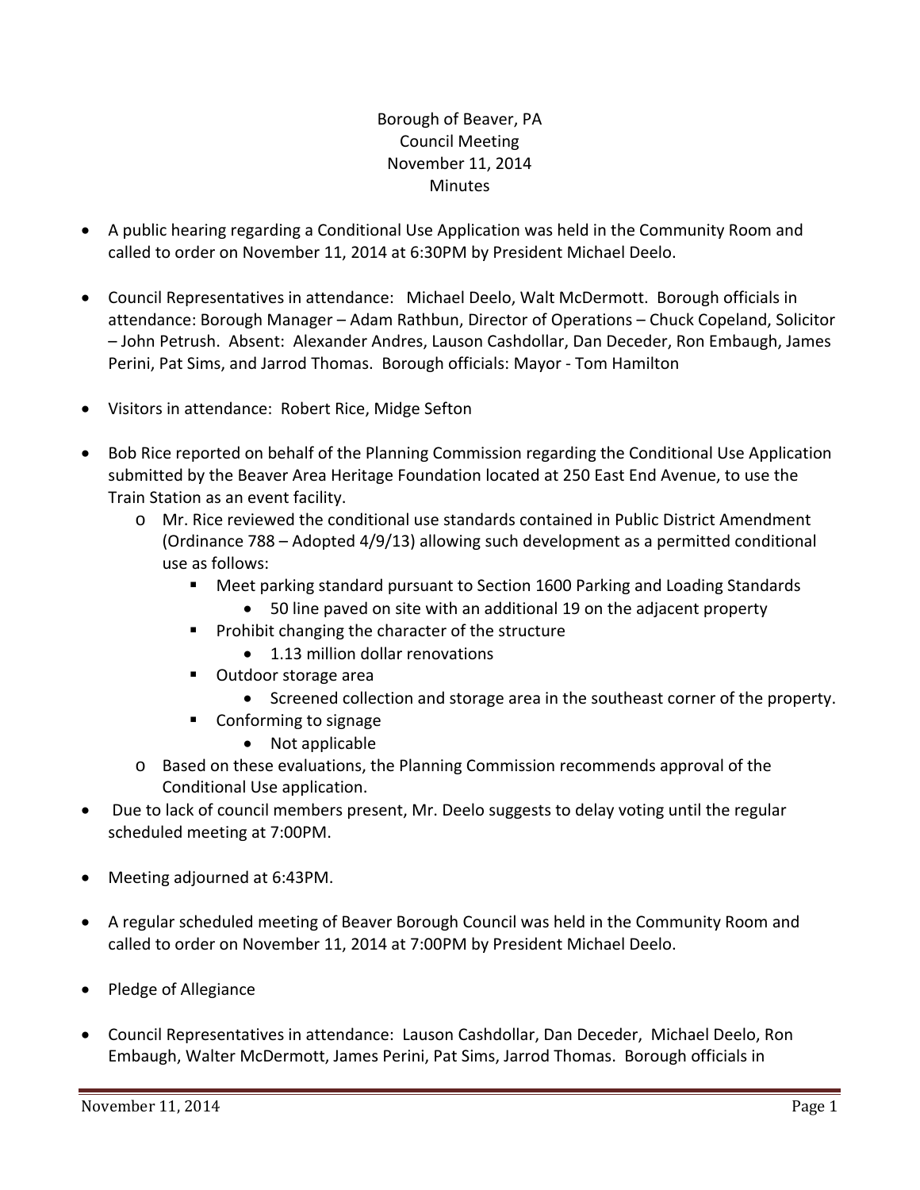Borough of Beaver, PA
Council Meeting
November 11, 2014
Minutes

- A public hearing regarding a Conditional Use Application was held in the Community Room and called to order on November 11, 2014 at 6:30PM by President Michael Deelo.

- Council Representatives in attendance: Michael Deelo, Walt McDermott. Borough officials in attendance: Borough Manager – Adam Rathbun, Director of Operations – Chuck Copeland, Solicitor – John Petrush. Absent: Alexander Andres, Lauson Cashdollar, Dan Deceder, Ron Embaugh, James Perini, Pat Sims, and Jarrod Thomas. Borough officials: Mayor - Tom Hamilton

- Visitors in attendance: Robert Rice, Midge Sefton

- Bob Rice reported on behalf of the Planning Commission regarding the Conditional Use Application submitted by the Beaver Area Heritage Foundation located at 250 East End Avenue, to use the Train Station as an event facility.
  - Mr. Rice reviewed the conditional use standards contained in Public District Amendment (Ordinance 788 – Adopted 4/9/13) allowing such development as a permitted conditional use as follows:
    - Meet parking standard pursuant to Section 1600 Parking and Loading Standards
      - 50 line paved on site with an additional 19 on the adjacent property
    - Prohibit changing the character of the structure
      - 1.13 million dollar renovations
    - Outdoor storage area
      - Screened collection and storage area in the southeast corner of the property.
    - Conforming to signage
      - Not applicable
  - Based on these evaluations, the Planning Commission recommends approval of the Conditional Use application.
- Due to lack of council members present, Mr. Deelo suggests to delay voting until the regular scheduled meeting at 7:00PM.

- Meeting adjourned at 6:43PM.

- A regular scheduled meeting of Beaver Borough Council was held in the Community Room and called to order on November 11, 2014 at 7:00PM by President Michael Deelo.

- Pledge of Allegiance

- Council Representatives in attendance: Lauson Cashdollar, Dan Deceder, Michael Deelo, Ron Embaugh, Walter McDermott, James Perini, Pat Sims, Jarrod Thomas. Borough officials in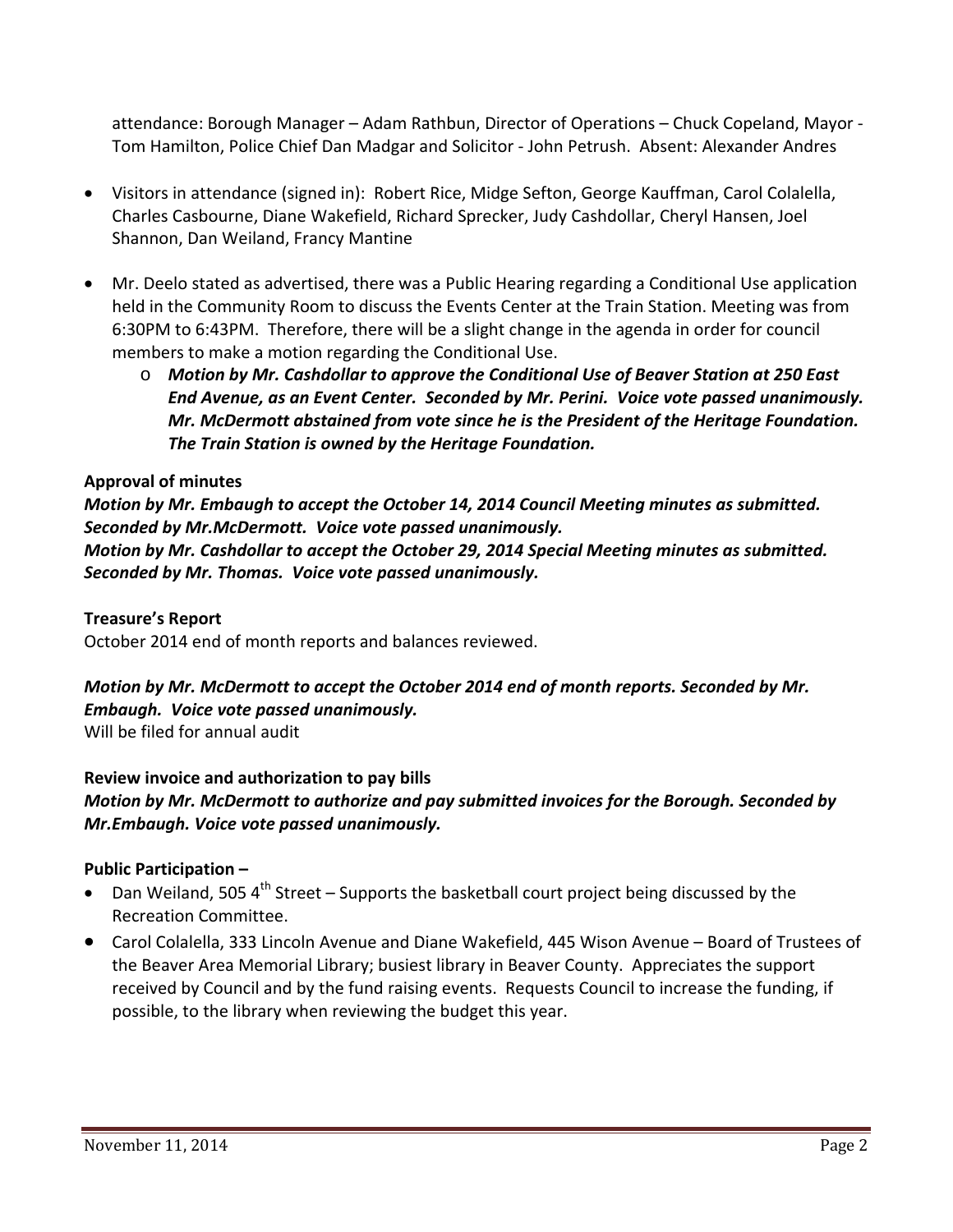attendance: Borough Manager – Adam Rathbun, Director of Operations – Chuck Copeland, Mayor - Tom Hamilton, Police Chief Dan Madgar and Solicitor - John Petrush. Absent: Alexander Andres

- Visitors in attendance (signed in): Robert Rice, Midge Sefton, George Kauffman, Carol Colalella, Charles Casbourne, Diane Wakefield, Richard Sprecker, Judy Cashdollar, Cheryl Hansen, Joel Shannon, Dan Weiland, Francy Mantine
- Mr. Deelo stated as advertised, there was a Public Hearing regarding a Conditional Use application held in the Community Room to discuss the Events Center at the Train Station. Meeting was from 6:30PM to 6:43PM. Therefore, there will be a slight change in the agenda in order for council members to make a motion regarding the Conditional Use.
  - ***Motion by Mr. Cashdollar to approve the Conditional Use of Beaver Station at 250 East End Avenue, as an Event Center. Seconded by Mr. Perini. Voice vote passed unanimously. Mr. McDermott abstained from vote since he is the President of the Heritage Foundation. The Train Station is owned by the Heritage Foundation.***

**Approval of minutes**

***Motion by Mr. Embaugh to accept the October 14, 2014 Council Meeting minutes as submitted. Seconded by Mr.McDermott. Voice vote passed unanimously.***
***Motion by Mr. Cashdollar to accept the October 29, 2014 Special Meeting minutes as submitted. Seconded by Mr. Thomas. Voice vote passed unanimously.***

**Treasure's Report**

October 2014 end of month reports and balances reviewed.

***Motion by Mr. McDermott to accept the October 2014 end of month reports. Seconded by Mr. Embaugh. Voice vote passed unanimously.***
Will be filed for annual audit

**Review invoice and authorization to pay bills**

***Motion by Mr. McDermott to authorize and pay submitted invoices for the Borough. Seconded by Mr.Embaugh. Voice vote passed unanimously.***

**Public Participation –**

- Dan Weiland, 505 4th Street – Supports the basketball court project being discussed by the Recreation Committee.
- Carol Colalella, 333 Lincoln Avenue and Diane Wakefield, 445 Wison Avenue – Board of Trustees of the Beaver Area Memorial Library; busiest library in Beaver County. Appreciates the support received by Council and by the fund raising events. Requests Council to increase the funding, if possible, to the library when reviewing the budget this year.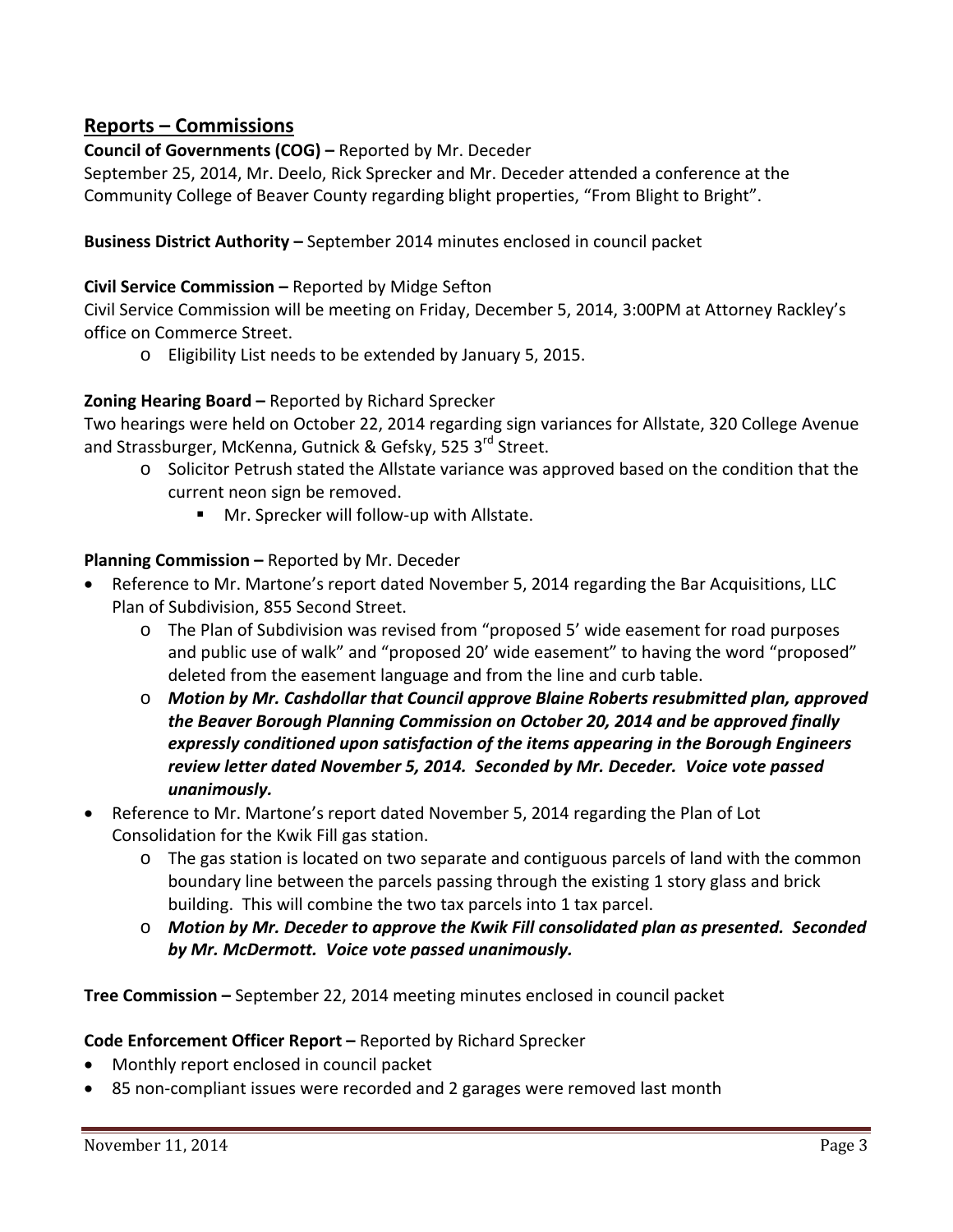## Reports – Commissions

**Council of Governments (COG) –** Reported by Mr. Deceder

September 25, 2014, Mr. Deelo, Rick Sprecker and Mr. Deceder attended a conference at the Community College of Beaver County regarding blight properties, "From Blight to Bright".

**Business District Authority –** September 2014 minutes enclosed in council packet

**Civil Service Commission –** Reported by Midge Sefton

Civil Service Commission will be meeting on Friday, December 5, 2014, 3:00PM at Attorney Rackley's office on Commerce Street.

- Eligibility List needs to be extended by January 5, 2015.

**Zoning Hearing Board –** Reported by Richard Sprecker

Two hearings were held on October 22, 2014 regarding sign variances for Allstate, 320 College Avenue and Strassburger, McKenna, Gutnick & Gefsky, 525 3rd Street.

- Solicitor Petrush stated the Allstate variance was approved based on the condition that the current neon sign be removed.
  - Mr. Sprecker will follow-up with Allstate.

**Planning Commission –** Reported by Mr. Deceder

- Reference to Mr. Martone's report dated November 5, 2014 regarding the Bar Acquisitions, LLC Plan of Subdivision, 855 Second Street.
  - The Plan of Subdivision was revised from "proposed 5' wide easement for road purposes and public use of walk" and "proposed 20' wide easement" to having the word "proposed" deleted from the easement language and from the line and curb table.
  - ***Motion by Mr. Cashdollar that Council approve Blaine Roberts resubmitted plan, approved the Beaver Borough Planning Commission on October 20, 2014 and be approved finally expressly conditioned upon satisfaction of the items appearing in the Borough Engineers review letter dated November 5, 2014. Seconded by Mr. Deceder. Voice vote passed unanimously.***
- Reference to Mr. Martone's report dated November 5, 2014 regarding the Plan of Lot Consolidation for the Kwik Fill gas station.
  - The gas station is located on two separate and contiguous parcels of land with the common boundary line between the parcels passing through the existing 1 story glass and brick building. This will combine the two tax parcels into 1 tax parcel.
  - ***Motion by Mr. Deceder to approve the Kwik Fill consolidated plan as presented. Seconded by Mr. McDermott. Voice vote passed unanimously.***

**Tree Commission –** September 22, 2014 meeting minutes enclosed in council packet

**Code Enforcement Officer Report –** Reported by Richard Sprecker

- Monthly report enclosed in council packet
- 85 non-compliant issues were recorded and 2 garages were removed last month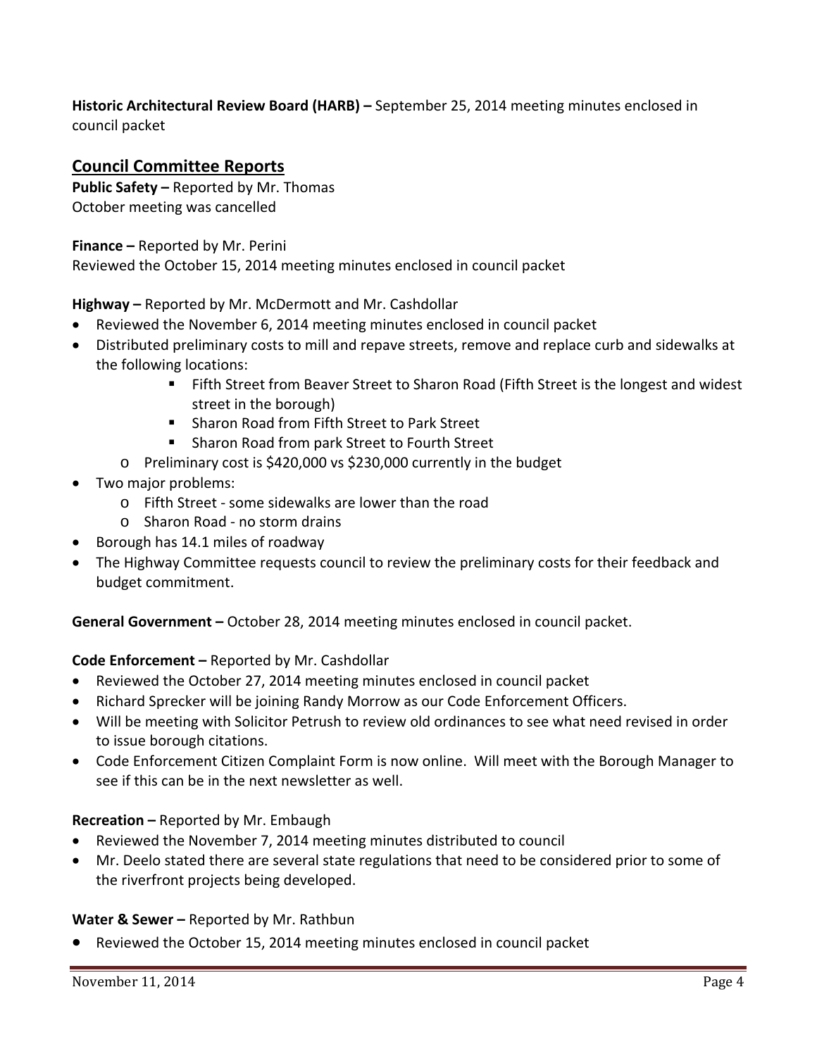**Historic Architectural Review Board (HARB) –** September 25, 2014 meeting minutes enclosed in council packet

## Council Committee Reports

**Public Safety –** Reported by Mr. Thomas
October meeting was cancelled

**Finance –** Reported by Mr. Perini
Reviewed the October 15, 2014 meeting minutes enclosed in council packet

**Highway –** Reported by Mr. McDermott and Mr. Cashdollar

- Reviewed the November 6, 2014 meeting minutes enclosed in council packet
- Distributed preliminary costs to mill and repave streets, remove and replace curb and sidewalks at the following locations:
    - Fifth Street from Beaver Street to Sharon Road (Fifth Street is the longest and widest street in the borough)
    - Sharon Road from Fifth Street to Park Street
    - Sharon Road from park Street to Fourth Street
  - Preliminary cost is $420,000 vs $230,000 currently in the budget
- Two major problems:
  - Fifth Street - some sidewalks are lower than the road
  - Sharon Road - no storm drains
- Borough has 14.1 miles of roadway
- The Highway Committee requests council to review the preliminary costs for their feedback and budget commitment.

**General Government –** October 28, 2014 meeting minutes enclosed in council packet.

**Code Enforcement –** Reported by Mr. Cashdollar

- Reviewed the October 27, 2014 meeting minutes enclosed in council packet
- Richard Sprecker will be joining Randy Morrow as our Code Enforcement Officers.
- Will be meeting with Solicitor Petrush to review old ordinances to see what need revised in order to issue borough citations.
- Code Enforcement Citizen Complaint Form is now online. Will meet with the Borough Manager to see if this can be in the next newsletter as well.

**Recreation –** Reported by Mr. Embaugh

- Reviewed the November 7, 2014 meeting minutes distributed to council
- Mr. Deelo stated there are several state regulations that need to be considered prior to some of the riverfront projects being developed.

**Water & Sewer –** Reported by Mr. Rathbun

- Reviewed the October 15, 2014 meeting minutes enclosed in council packet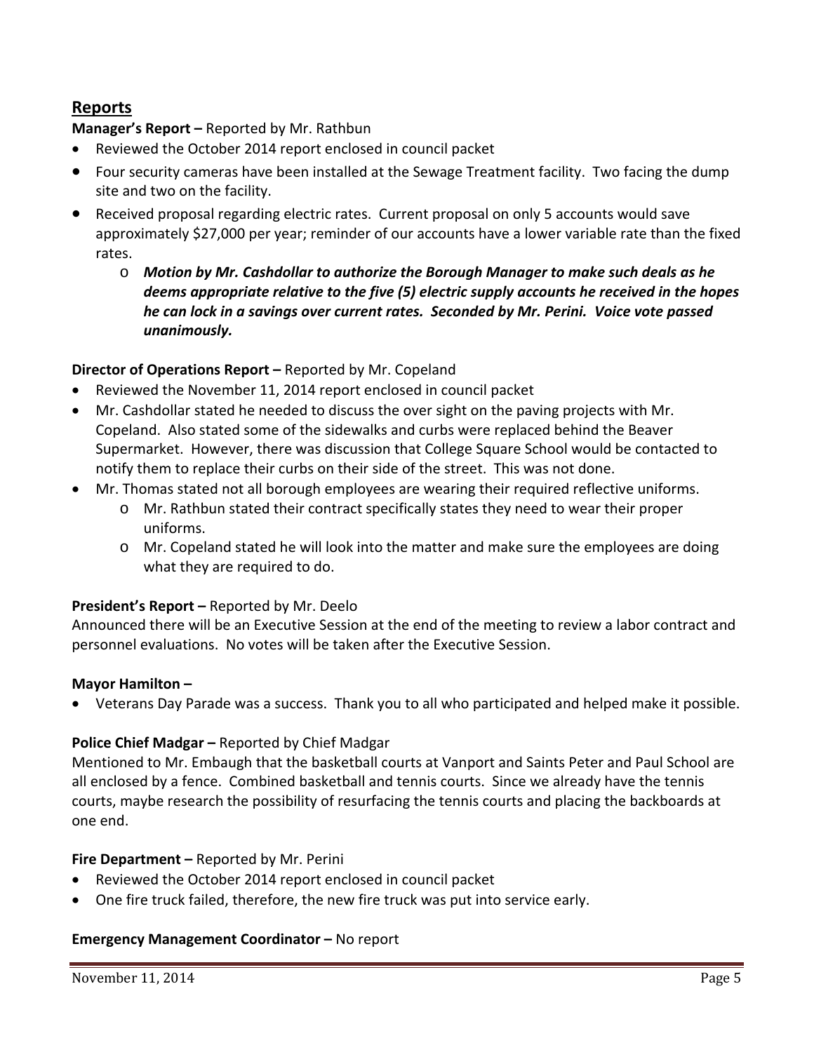## Reports

**Manager's Report –** Reported by Mr. Rathbun

- Reviewed the October 2014 report enclosed in council packet
- Four security cameras have been installed at the Sewage Treatment facility. Two facing the dump site and two on the facility.
- Received proposal regarding electric rates. Current proposal on only 5 accounts would save approximately $27,000 per year; reminder of our accounts have a lower variable rate than the fixed rates.
    - ***Motion by Mr. Cashdollar to authorize the Borough Manager to make such deals as he deems appropriate relative to the five (5) electric supply accounts he received in the hopes he can lock in a savings over current rates. Seconded by Mr. Perini. Voice vote passed unanimously.***

**Director of Operations Report –** Reported by Mr. Copeland

- Reviewed the November 11, 2014 report enclosed in council packet
- Mr. Cashdollar stated he needed to discuss the over sight on the paving projects with Mr. Copeland. Also stated some of the sidewalks and curbs were replaced behind the Beaver Supermarket. However, there was discussion that College Square School would be contacted to notify them to replace their curbs on their side of the street. This was not done.
- Mr. Thomas stated not all borough employees are wearing their required reflective uniforms.
    - Mr. Rathbun stated their contract specifically states they need to wear their proper uniforms.
    - Mr. Copeland stated he will look into the matter and make sure the employees are doing what they are required to do.

**President's Report –** Reported by Mr. Deelo

Announced there will be an Executive Session at the end of the meeting to review a labor contract and personnel evaluations. No votes will be taken after the Executive Session.

**Mayor Hamilton –**

- Veterans Day Parade was a success. Thank you to all who participated and helped make it possible.

**Police Chief Madgar –** Reported by Chief Madgar

Mentioned to Mr. Embaugh that the basketball courts at Vanport and Saints Peter and Paul School are all enclosed by a fence. Combined basketball and tennis courts. Since we already have the tennis courts, maybe research the possibility of resurfacing the tennis courts and placing the backboards at one end.

**Fire Department –** Reported by Mr. Perini

- Reviewed the October 2014 report enclosed in council packet
- One fire truck failed, therefore, the new fire truck was put into service early.

**Emergency Management Coordinator –** No report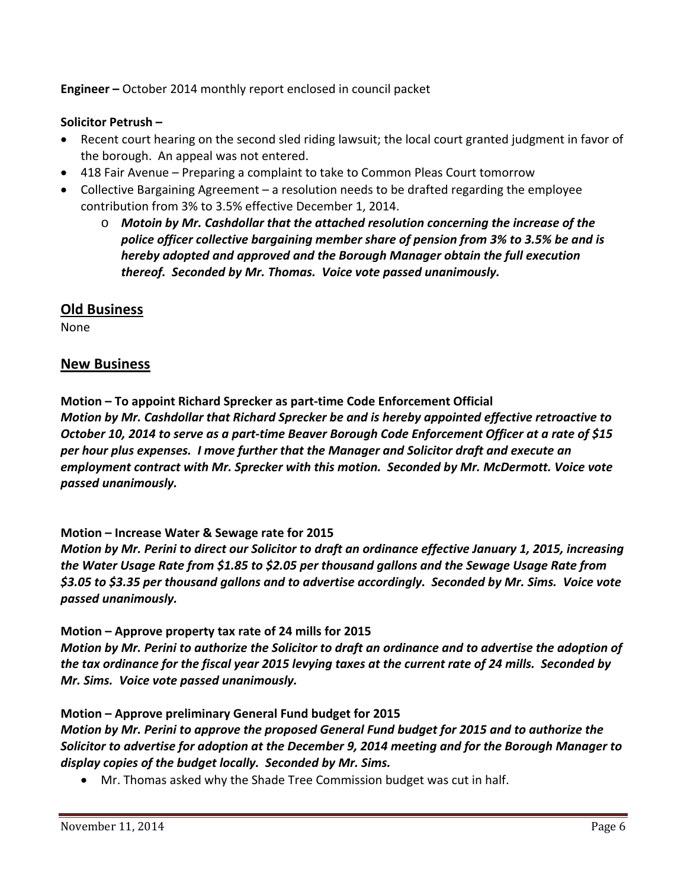**Engineer –** October 2014 monthly report enclosed in council packet

**Solicitor Petrush –**

- Recent court hearing on the second sled riding lawsuit; the local court granted judgment in favor of the borough. An appeal was not entered.
- 418 Fair Avenue – Preparing a complaint to take to Common Pleas Court tomorrow
- Collective Bargaining Agreement – a resolution needs to be drafted regarding the employee contribution from 3% to 3.5% effective December 1, 2014.
    - ***Motoin by Mr. Cashdollar that the attached resolution concerning the increase of the police officer collective bargaining member share of pension from 3% to 3.5% be and is hereby adopted and approved and the Borough Manager obtain the full execution thereof. Seconded by Mr. Thomas. Voice vote passed unanimously.***

## Old Business

None

## New Business

**Motion – To appoint Richard Sprecker as part-time Code Enforcement Official**

***Motion by Mr. Cashdollar that Richard Sprecker be and is hereby appointed effective retroactive to October 10, 2014 to serve as a part-time Beaver Borough Code Enforcement Officer at a rate of $15 per hour plus expenses. I move further that the Manager and Solicitor draft and execute an employment contract with Mr. Sprecker with this motion. Seconded by Mr. McDermott. Voice vote passed unanimously.***

**Motion – Increase Water & Sewage rate for 2015**

***Motion by Mr. Perini to direct our Solicitor to draft an ordinance effective January 1, 2015, increasing the Water Usage Rate from $1.85 to $2.05 per thousand gallons and the Sewage Usage Rate from $3.05 to $3.35 per thousand gallons and to advertise accordingly. Seconded by Mr. Sims. Voice vote passed unanimously.***

**Motion – Approve property tax rate of 24 mills for 2015**

***Motion by Mr. Perini to authorize the Solicitor to draft an ordinance and to advertise the adoption of the tax ordinance for the fiscal year 2015 levying taxes at the current rate of 24 mills. Seconded by Mr. Sims. Voice vote passed unanimously.***

**Motion – Approve preliminary General Fund budget for 2015**

***Motion by Mr. Perini to approve the proposed General Fund budget for 2015 and to authorize the Solicitor to advertise for adoption at the December 9, 2014 meeting and for the Borough Manager to display copies of the budget locally. Seconded by Mr. Sims.***

- Mr. Thomas asked why the Shade Tree Commission budget was cut in half.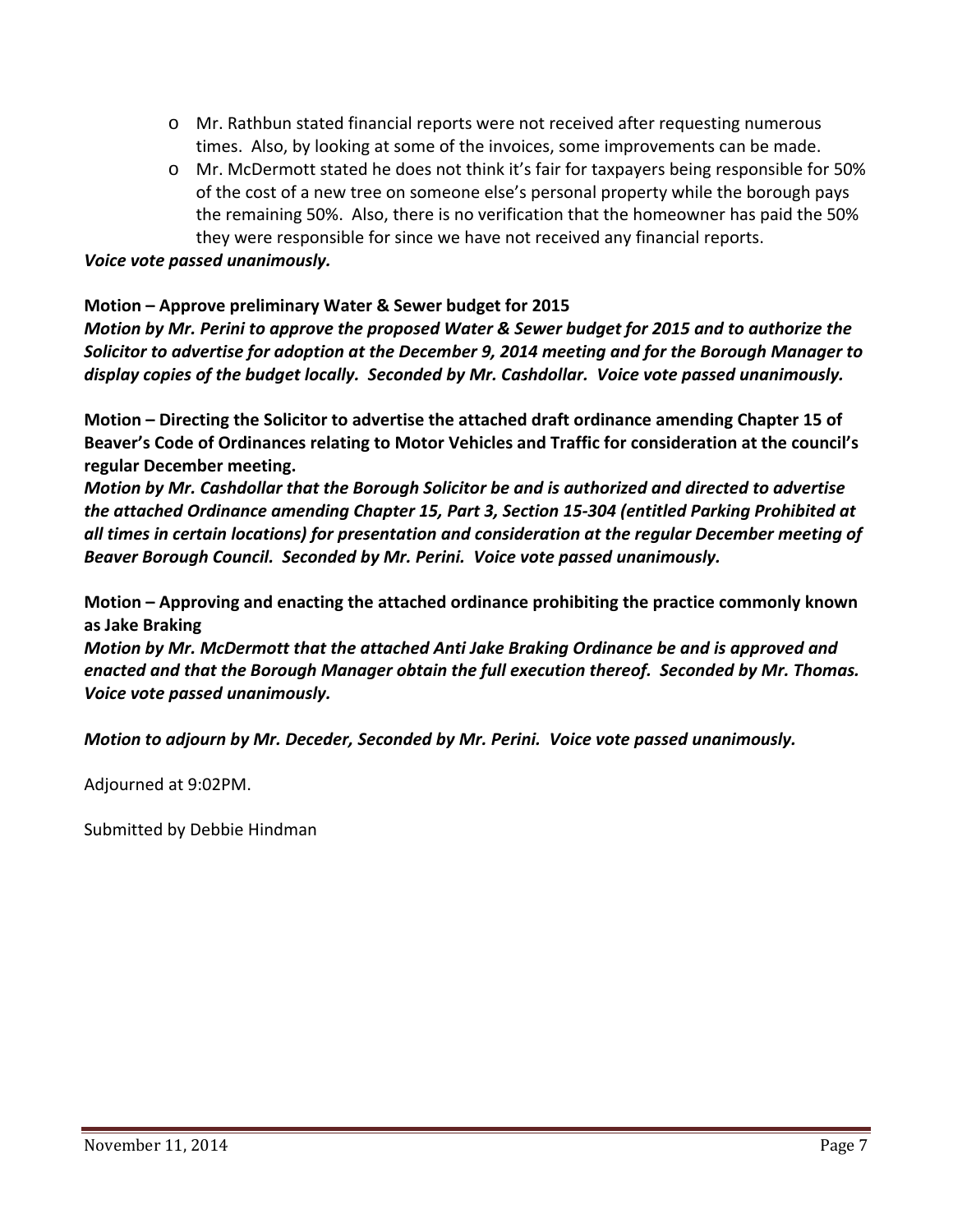- Mr. Rathbun stated financial reports were not received after requesting numerous times. Also, by looking at some of the invoices, some improvements can be made.
- Mr. McDermott stated he does not think it's fair for taxpayers being responsible for 50% of the cost of a new tree on someone else's personal property while the borough pays the remaining 50%. Also, there is no verification that the homeowner has paid the 50% they were responsible for since we have not received any financial reports.

***Voice vote passed unanimously.***

**Motion – Approve preliminary Water & Sewer budget for 2015**

***Motion by Mr. Perini to approve the proposed Water & Sewer budget for 2015 and to authorize the Solicitor to advertise for adoption at the December 9, 2014 meeting and for the Borough Manager to display copies of the budget locally. Seconded by Mr. Cashdollar. Voice vote passed unanimously.***

**Motion – Directing the Solicitor to advertise the attached draft ordinance amending Chapter 15 of Beaver's Code of Ordinances relating to Motor Vehicles and Traffic for consideration at the council's regular December meeting.**

***Motion by Mr. Cashdollar that the Borough Solicitor be and is authorized and directed to advertise the attached Ordinance amending Chapter 15, Part 3, Section 15-304 (entitled Parking Prohibited at all times in certain locations) for presentation and consideration at the regular December meeting of Beaver Borough Council. Seconded by Mr. Perini. Voice vote passed unanimously.***

**Motion – Approving and enacting the attached ordinance prohibiting the practice commonly known as Jake Braking**

***Motion by Mr. McDermott that the attached Anti Jake Braking Ordinance be and is approved and enacted and that the Borough Manager obtain the full execution thereof. Seconded by Mr. Thomas. Voice vote passed unanimously.***

***Motion to adjourn by Mr. Deceder, Seconded by Mr. Perini. Voice vote passed unanimously.***

Adjourned at 9:02PM.

Submitted by Debbie Hindman